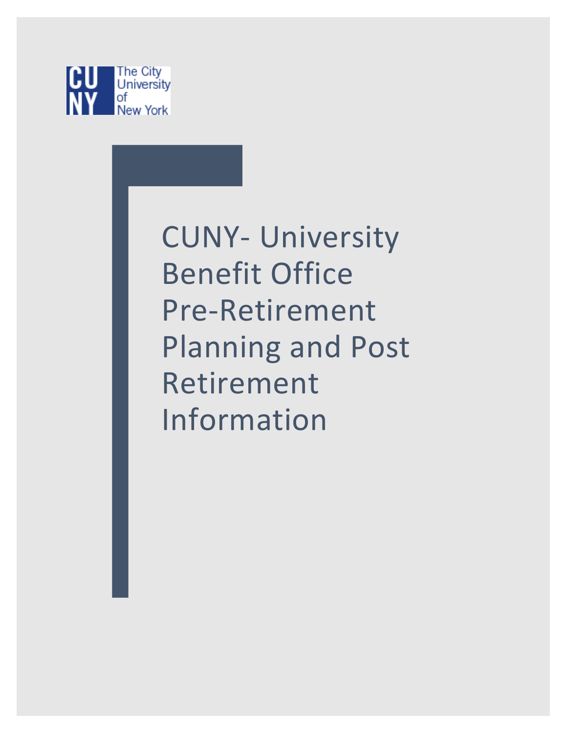The City University of New York

# CUNY- University Benefit Office Pre-Retirement Planning and Post Retirement Information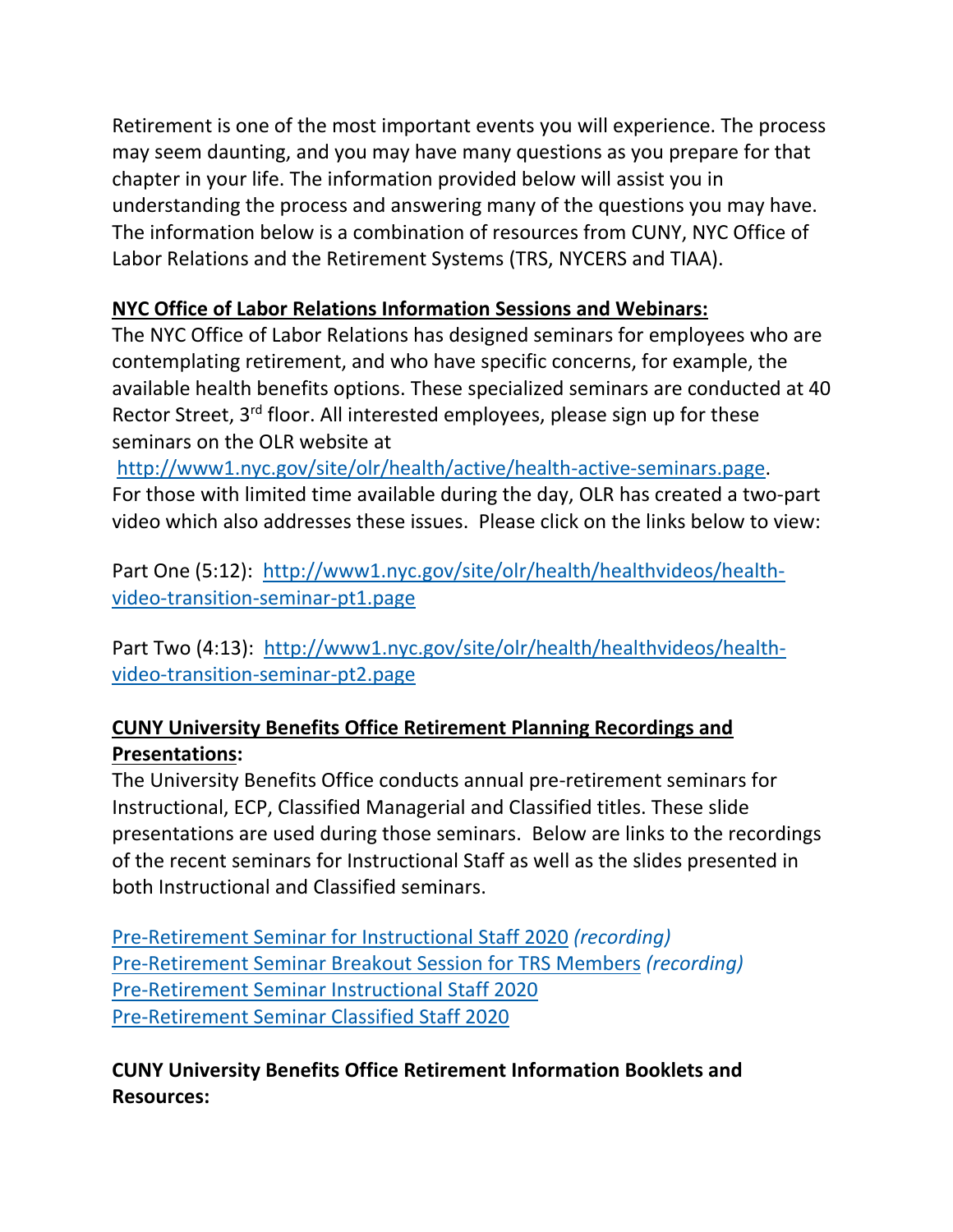Retirement is one of the most important events you will experience. The process may seem daunting, and you may have many questions as you prepare for that chapter in your life. The information provided below will assist you in understanding the process and answering many of the questions you may have. The information below is a combination of resources from CUNY, NYC Office of Labor Relations and the Retirement Systems (TRS, NYCERS and TIAA).

**NYC Office of Labor Relations Information Sessions and Webinars:**

The NYC Office of Labor Relations has designed seminars for employees who are contemplating retirement, and who have specific concerns, for example, the available health benefits options. These specialized seminars are conducted at 40 Rector Street, 3rd floor. All interested employees, please sign up for these seminars on the OLR website at http://www1.nyc.gov/site/olr/health/active/health-active-seminars.page.

For those with limited time available during the day, OLR has created a two-part video which also addresses these issues. Please click on the links below to view:

Part One (5:12): http://www1.nyc.gov/site/olr/health/healthvideos/health-video-transition-seminar-pt1.page

Part Two (4:13): http://www1.nyc.gov/site/olr/health/healthvideos/health-video-transition-seminar-pt2.page

**CUNY University Benefits Office Retirement Planning Recordings and Presentations:**

The University Benefits Office conducts annual pre-retirement seminars for Instructional, ECP, Classified Managerial and Classified titles. These slide presentations are used during those seminars. Below are links to the recordings of the recent seminars for Instructional Staff as well as the slides presented in both Instructional and Classified seminars.

Pre-Retirement Seminar for Instructional Staff 2020 *(recording)*
Pre-Retirement Seminar Breakout Session for TRS Members *(recording)*
Pre-Retirement Seminar Instructional Staff 2020
Pre-Retirement Seminar Classified Staff 2020

**CUNY University Benefits Office Retirement Information Booklets and Resources:**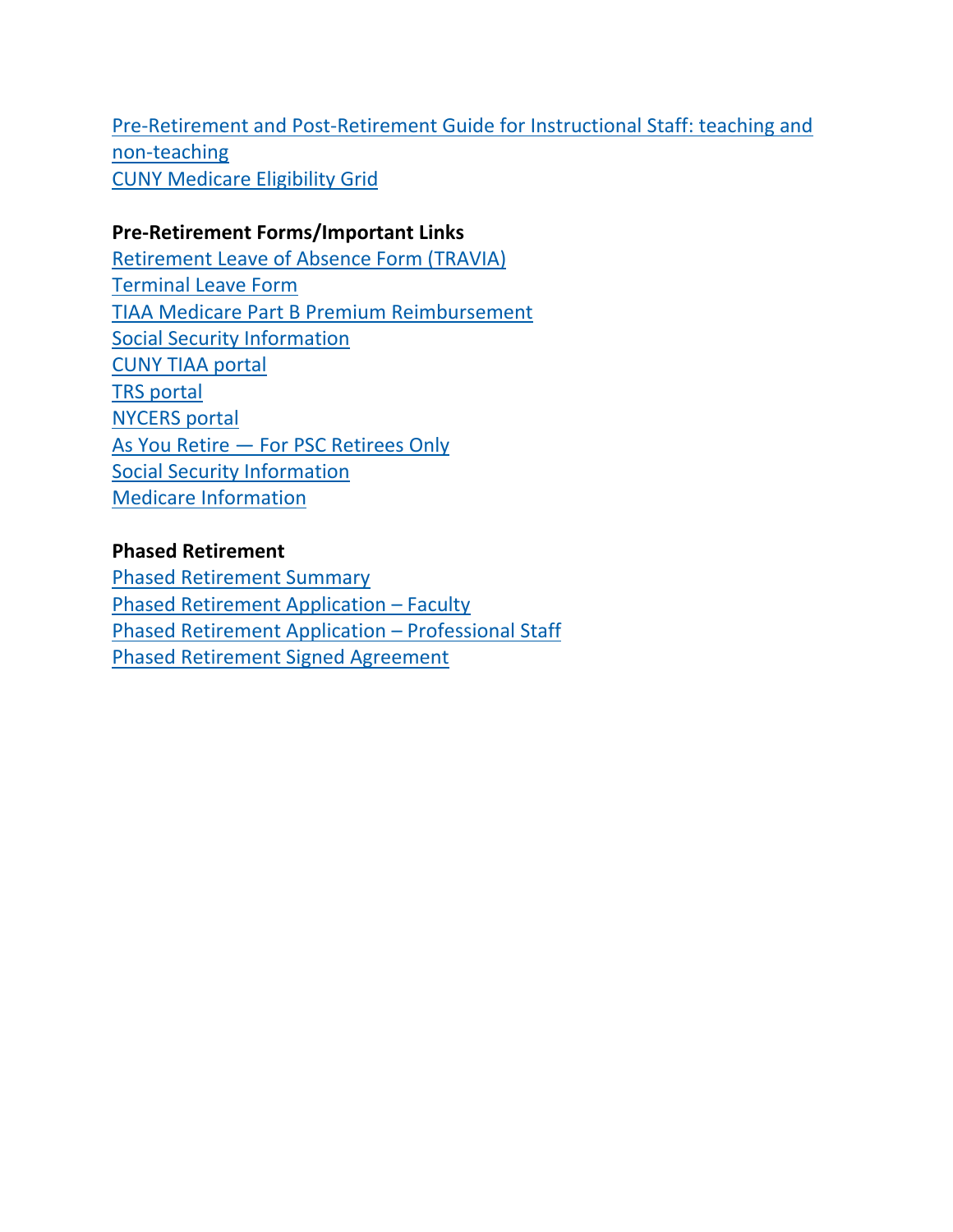Pre-Retirement and Post-Retirement Guide for Instructional Staff: teaching and non-teaching
CUNY Medicare Eligibility Grid

**Pre-Retirement Forms/Important Links**

Retirement Leave of Absence Form (TRAVIA)
Terminal Leave Form
TIAA Medicare Part B Premium Reimbursement
Social Security Information
CUNY TIAA portal
TRS portal
NYCERS portal
As You Retire — For PSC Retirees Only
Social Security Information
Medicare Information

**Phased Retirement**

Phased Retirement Summary
Phased Retirement Application – Faculty
Phased Retirement Application – Professional Staff
Phased Retirement Signed Agreement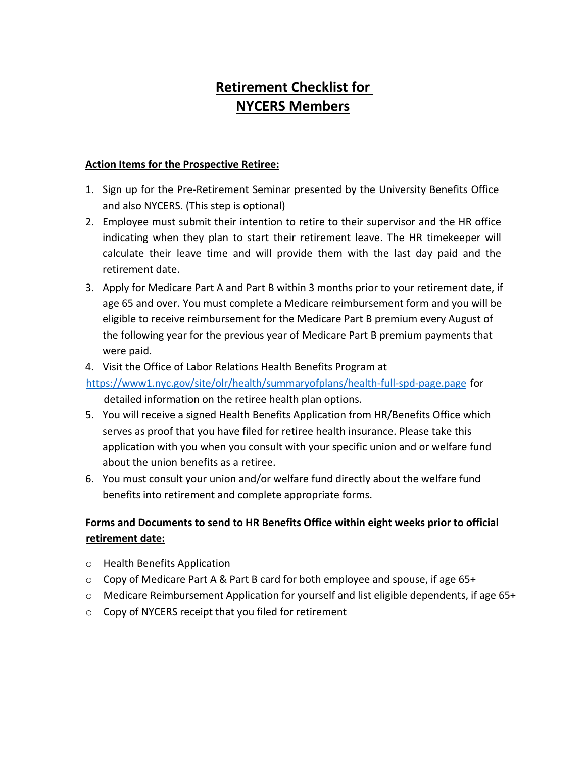# Retirement Checklist for NYCERS Members

**Action Items for the Prospective Retiree:**

1. Sign up for the Pre-Retirement Seminar presented by the University Benefits Office and also NYCERS. (This step is optional)
2. Employee must submit their intention to retire to their supervisor and the HR office indicating when they plan to start their retirement leave. The HR timekeeper will calculate their leave time and will provide them with the last day paid and the retirement date.
3. Apply for Medicare Part A and Part B within 3 months prior to your retirement date, if age 65 and over. You must complete a Medicare reimbursement form and you will be eligible to receive reimbursement for the Medicare Part B premium every August of the following year for the previous year of Medicare Part B premium payments that were paid.
4. Visit the Office of Labor Relations Health Benefits Program at https://www1.nyc.gov/site/olr/health/summaryofplans/health-full-spd-page.page for detailed information on the retiree health plan options.
5. You will receive a signed Health Benefits Application from HR/Benefits Office which serves as proof that you have filed for retiree health insurance. Please take this application with you when you consult with your specific union and or welfare fund about the union benefits as a retiree.
6. You must consult your union and/or welfare fund directly about the welfare fund benefits into retirement and complete appropriate forms.

**Forms and Documents to send to HR Benefits Office within eight weeks prior to official retirement date:**

- Health Benefits Application
- Copy of Medicare Part A & Part B card for both employee and spouse, if age 65+
- Medicare Reimbursement Application for yourself and list eligible dependents, if age 65+
- Copy of NYCERS receipt that you filed for retirement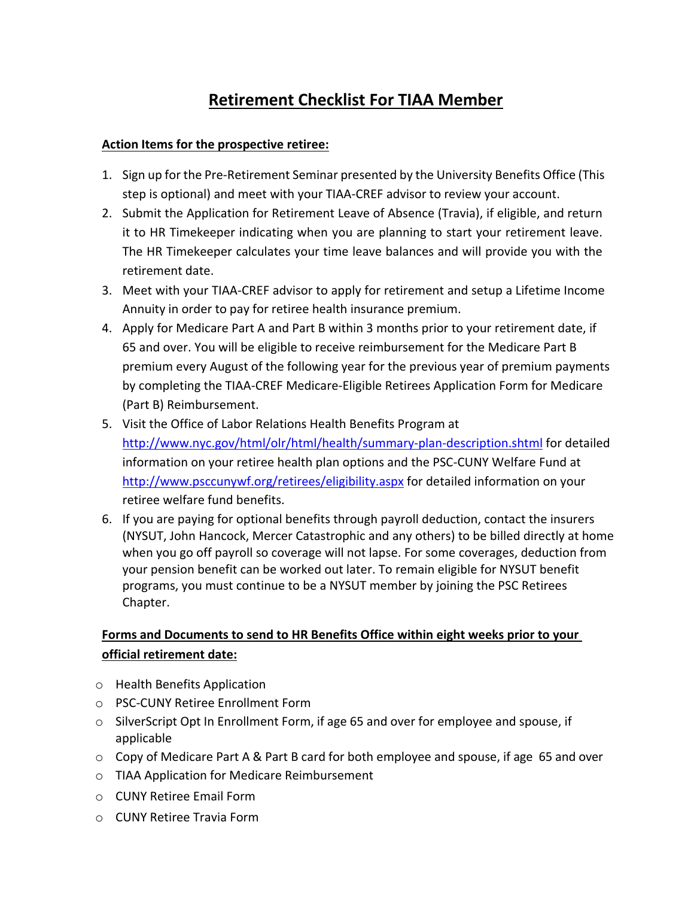# Retirement Checklist For TIAA Member

**Action Items for the prospective retiree:**

1. Sign up for the Pre-Retirement Seminar presented by the University Benefits Office (This step is optional) and meet with your TIAA-CREF advisor to review your account.
2. Submit the Application for Retirement Leave of Absence (Travia), if eligible, and return it to HR Timekeeper indicating when you are planning to start your retirement leave. The HR Timekeeper calculates your time leave balances and will provide you with the retirement date.
3. Meet with your TIAA-CREF advisor to apply for retirement and setup a Lifetime Income Annuity in order to pay for retiree health insurance premium.
4. Apply for Medicare Part A and Part B within 3 months prior to your retirement date, if 65 and over. You will be eligible to receive reimbursement for the Medicare Part B premium every August of the following year for the previous year of premium payments by completing the TIAA-CREF Medicare-Eligible Retirees Application Form for Medicare (Part B) Reimbursement.
5. Visit the Office of Labor Relations Health Benefits Program at http://www.nyc.gov/html/olr/html/health/summary-plan-description.shtml for detailed information on your retiree health plan options and the PSC-CUNY Welfare Fund at http://www.psccunywf.org/retirees/eligibility.aspx for detailed information on your retiree welfare fund benefits.
6. If you are paying for optional benefits through payroll deduction, contact the insurers (NYSUT, John Hancock, Mercer Catastrophic and any others) to be billed directly at home when you go off payroll so coverage will not lapse. For some coverages, deduction from your pension benefit can be worked out later. To remain eligible for NYSUT benefit programs, you must continue to be a NYSUT member by joining the PSC Retirees Chapter.

**Forms and Documents to send to HR Benefits Office within eight weeks prior to your official retirement date:**

- Health Benefits Application
- PSC-CUNY Retiree Enrollment Form
- SilverScript Opt In Enrollment Form, if age 65 and over for employee and spouse, if applicable
- Copy of Medicare Part A & Part B card for both employee and spouse, if age 65 and over
- TIAA Application for Medicare Reimbursement
- CUNY Retiree Email Form
- CUNY Retiree Travia Form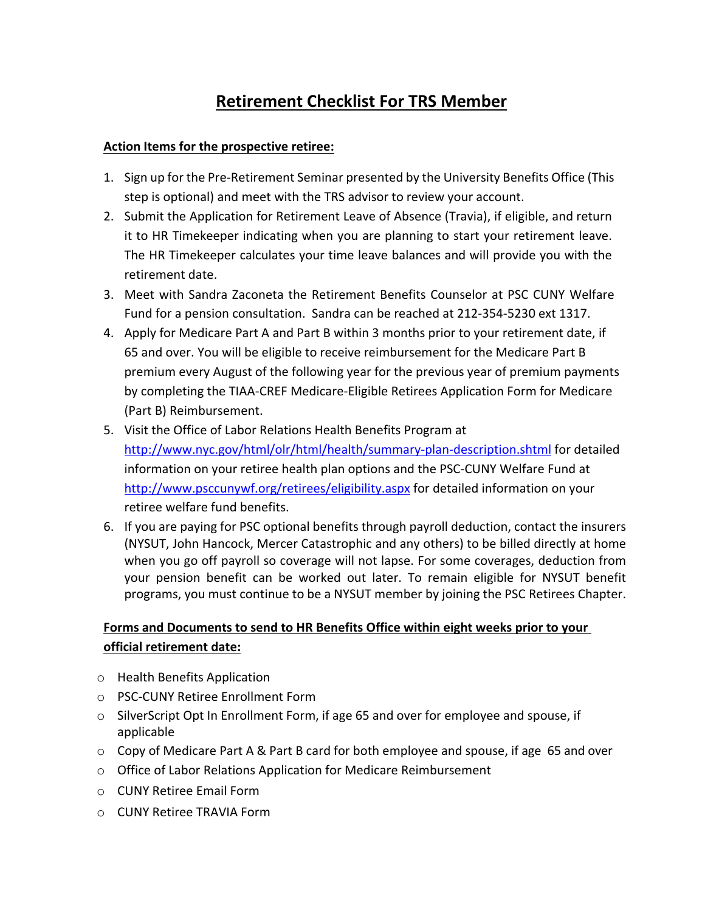# Retirement Checklist For TRS Member

**Action Items for the prospective retiree:**

1. Sign up for the Pre-Retirement Seminar presented by the University Benefits Office (This step is optional) and meet with the TRS advisor to review your account.
2. Submit the Application for Retirement Leave of Absence (Travia), if eligible, and return it to HR Timekeeper indicating when you are planning to start your retirement leave. The HR Timekeeper calculates your time leave balances and will provide you with the retirement date.
3. Meet with Sandra Zaconeta the Retirement Benefits Counselor at PSC CUNY Welfare Fund for a pension consultation. Sandra can be reached at 212-354-5230 ext 1317.
4. Apply for Medicare Part A and Part B within 3 months prior to your retirement date, if 65 and over. You will be eligible to receive reimbursement for the Medicare Part B premium every August of the following year for the previous year of premium payments by completing the TIAA-CREF Medicare-Eligible Retirees Application Form for Medicare (Part B) Reimbursement.
5. Visit the Office of Labor Relations Health Benefits Program at http://www.nyc.gov/html/olr/html/health/summary-plan-description.shtml for detailed information on your retiree health plan options and the PSC-CUNY Welfare Fund at http://www.psccunywf.org/retirees/eligibility.aspx for detailed information on your retiree welfare fund benefits.
6. If you are paying for PSC optional benefits through payroll deduction, contact the insurers (NYSUT, John Hancock, Mercer Catastrophic and any others) to be billed directly at home when you go off payroll so coverage will not lapse. For some coverages, deduction from your pension benefit can be worked out later. To remain eligible for NYSUT benefit programs, you must continue to be a NYSUT member by joining the PSC Retirees Chapter.

**Forms and Documents to send to HR Benefits Office within eight weeks prior to your official retirement date:**

- Health Benefits Application
- PSC-CUNY Retiree Enrollment Form
- SilverScript Opt In Enrollment Form, if age 65 and over for employee and spouse, if applicable
- Copy of Medicare Part A & Part B card for both employee and spouse, if age 65 and over
- Office of Labor Relations Application for Medicare Reimbursement
- CUNY Retiree Email Form
- CUNY Retiree TRAVIA Form